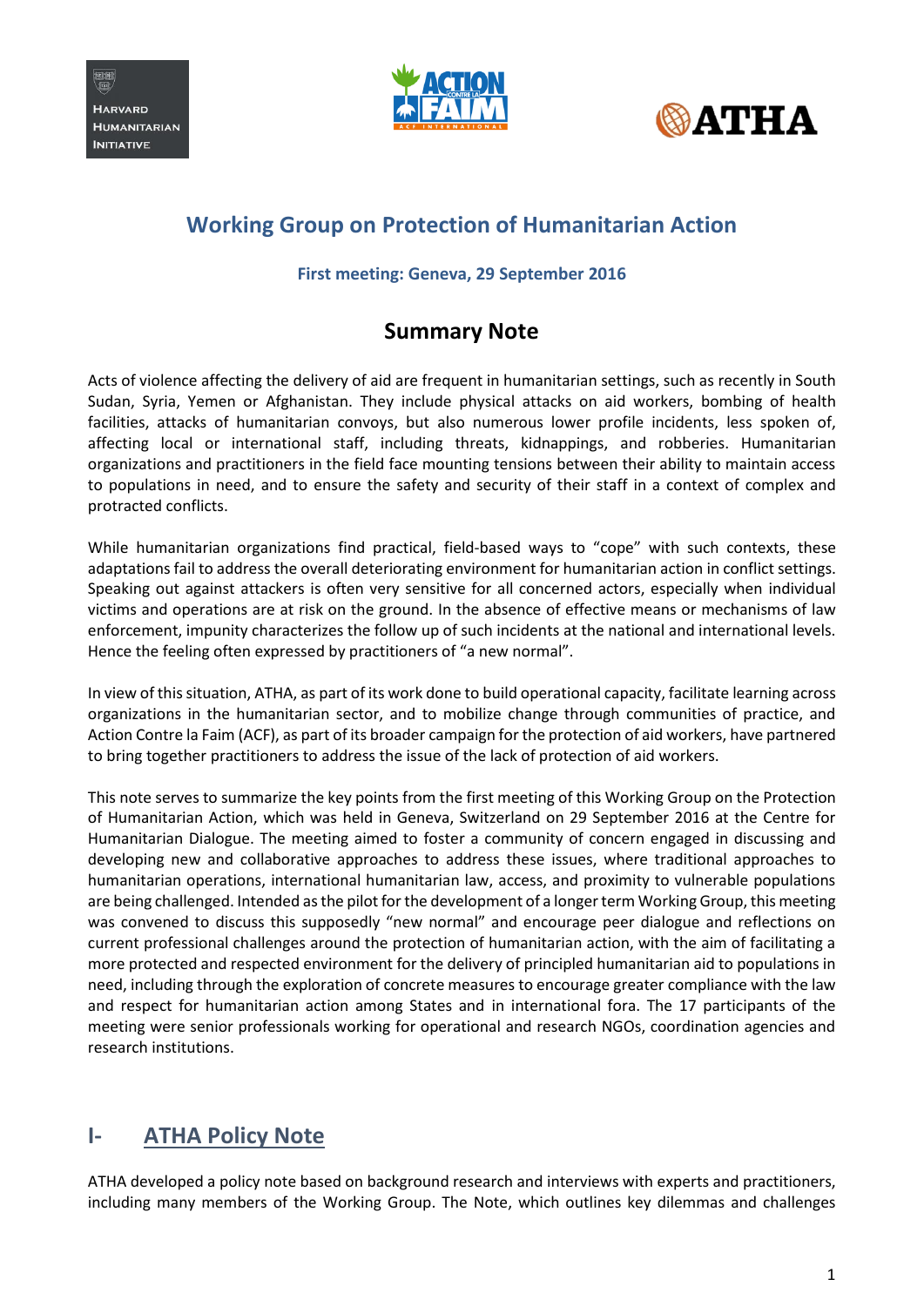# Working Group on Protection of Humanitarian Action

**First meeting: Geneva, 29 September 2016**

## Summary Note

Acts of violence affecting the delivery of aid are frequent in humanitarian settings, such as recently in South Sudan, Syria, Yemen or Afghanistan. They include physical attacks on aid workers, bombing of health facilities, attacks of humanitarian convoys, but also numerous lower profile incidents, less spoken of, affecting local or international staff, including threats, kidnappings, and robberies. Humanitarian organizations and practitioners in the field face mounting tensions between their ability to maintain access to populations in need, and to ensure the safety and security of their staff in a context of complex and protracted conflicts.

While humanitarian organizations find practical, field-based ways to "cope" with such contexts, these adaptations fail to address the overall deteriorating environment for humanitarian action in conflict settings. Speaking out against attackers is often very sensitive for all concerned actors, especially when individual victims and operations are at risk on the ground. In the absence of effective means or mechanisms of law enforcement, impunity characterizes the follow up of such incidents at the national and international levels. Hence the feeling often expressed by practitioners of "a new normal".

In view of this situation, ATHA, as part of its work done to build operational capacity, facilitate learning across organizations in the humanitarian sector, and to mobilize change through communities of practice, and Action Contre la Faim (ACF), as part of its broader campaign for the protection of aid workers, have partnered to bring together practitioners to address the issue of the lack of protection of aid workers.

This note serves to summarize the key points from the first meeting of this Working Group on the Protection of Humanitarian Action, which was held in Geneva, Switzerland on 29 September 2016 at the Centre for Humanitarian Dialogue. The meeting aimed to foster a community of concern engaged in discussing and developing new and collaborative approaches to address these issues, where traditional approaches to humanitarian operations, international humanitarian law, access, and proximity to vulnerable populations are being challenged. Intended as the pilot for the development of a longer term Working Group, this meeting was convened to discuss this supposedly "new normal" and encourage peer dialogue and reflections on current professional challenges around the protection of humanitarian action, with the aim of facilitating a more protected and respected environment for the delivery of principled humanitarian aid to populations in need, including through the exploration of concrete measures to encourage greater compliance with the law and respect for humanitarian action among States and in international fora. The 17 participants of the meeting were senior professionals working for operational and research NGOs, coordination agencies and research institutions.

## I- ATHA Policy Note

ATHA developed a policy note based on background research and interviews with experts and practitioners, including many members of the Working Group. The Note, which outlines key dilemmas and challenges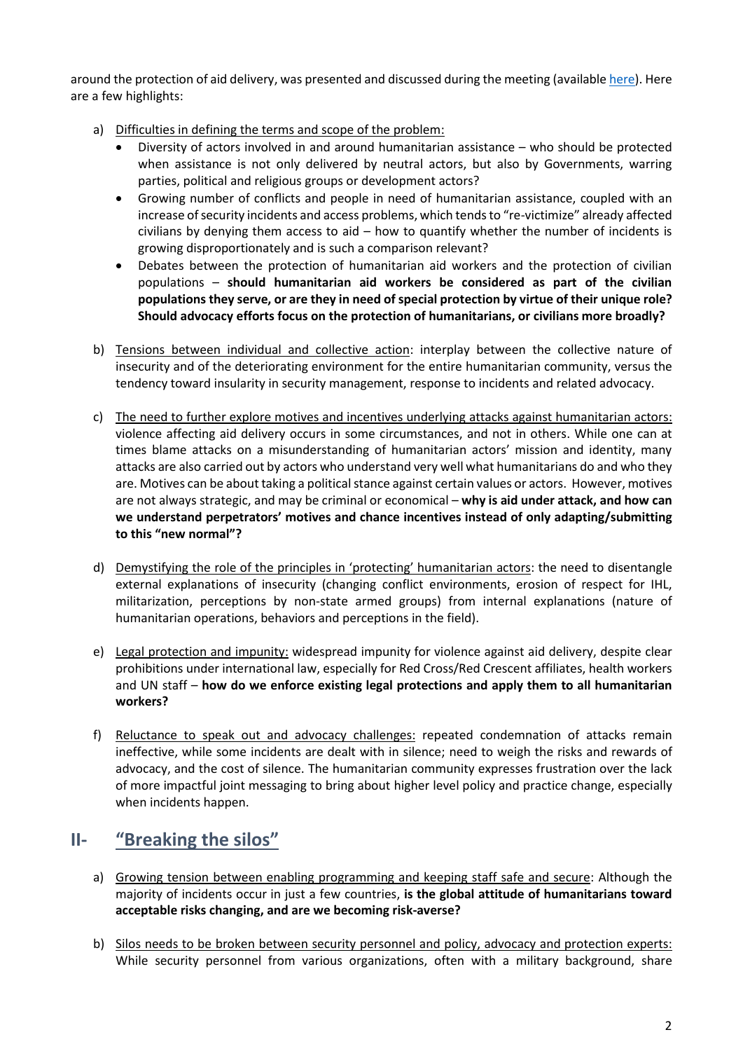around the protection of aid delivery, was presented and discussed during the meeting (available here). Here are a few highlights:

a) Difficulties in defining the terms and scope of the problem:
   - Diversity of actors involved in and around humanitarian assistance – who should be protected when assistance is not only delivered by neutral actors, but also by Governments, warring parties, political and religious groups or development actors?
   - Growing number of conflicts and people in need of humanitarian assistance, coupled with an increase of security incidents and access problems, which tends to "re-victimize" already affected civilians by denying them access to aid – how to quantify whether the number of incidents is growing disproportionately and is such a comparison relevant?
   - Debates between the protection of humanitarian aid workers and the protection of civilian populations – **should humanitarian aid workers be considered as part of the civilian populations they serve, or are they in need of special protection by virtue of their unique role? Should advocacy efforts focus on the protection of humanitarians, or civilians more broadly?**

b) Tensions between individual and collective action: interplay between the collective nature of insecurity and of the deteriorating environment for the entire humanitarian community, versus the tendency toward insularity in security management, response to incidents and related advocacy.

c) The need to further explore motives and incentives underlying attacks against humanitarian actors: violence affecting aid delivery occurs in some circumstances, and not in others. While one can at times blame attacks on a misunderstanding of humanitarian actors' mission and identity, many attacks are also carried out by actors who understand very well what humanitarians do and who they are. Motives can be about taking a political stance against certain values or actors. However, motives are not always strategic, and may be criminal or economical – **why is aid under attack, and how can we understand perpetrators' motives and chance incentives instead of only adapting/submitting to this "new normal"?**

d) Demystifying the role of the principles in 'protecting' humanitarian actors: the need to disentangle external explanations of insecurity (changing conflict environments, erosion of respect for IHL, militarization, perceptions by non-state armed groups) from internal explanations (nature of humanitarian operations, behaviors and perceptions in the field).

e) Legal protection and impunity: widespread impunity for violence against aid delivery, despite clear prohibitions under international law, especially for Red Cross/Red Crescent affiliates, health workers and UN staff – **how do we enforce existing legal protections and apply them to all humanitarian workers?**

f) Reluctance to speak out and advocacy challenges: repeated condemnation of attacks remain ineffective, while some incidents are dealt with in silence; need to weigh the risks and rewards of advocacy, and the cost of silence. The humanitarian community expresses frustration over the lack of more impactful joint messaging to bring about higher level policy and practice change, especially when incidents happen.

## II- "Breaking the silos"

a) Growing tension between enabling programming and keeping staff safe and secure: Although the majority of incidents occur in just a few countries, **is the global attitude of humanitarians toward acceptable risks changing, and are we becoming risk-averse?**

b) Silos needs to be broken between security personnel and policy, advocacy and protection experts: While security personnel from various organizations, often with a military background, share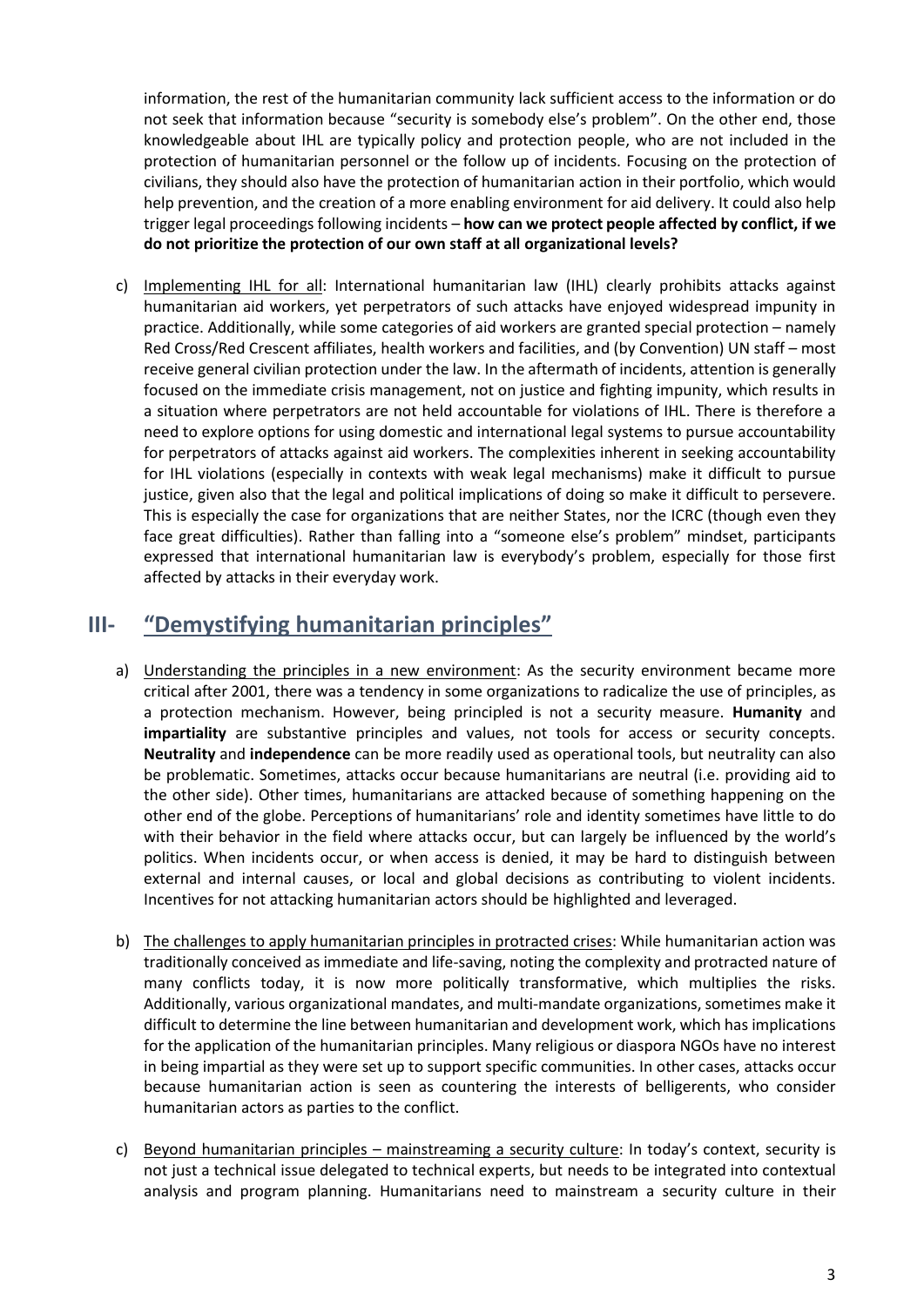information, the rest of the humanitarian community lack sufficient access to the information or do not seek that information because "security is somebody else's problem". On the other end, those knowledgeable about IHL are typically policy and protection people, who are not included in the protection of humanitarian personnel or the follow up of incidents. Focusing on the protection of civilians, they should also have the protection of humanitarian action in their portfolio, which would help prevention, and the creation of a more enabling environment for aid delivery. It could also help trigger legal proceedings following incidents – **how can we protect people affected by conflict, if we do not prioritize the protection of our own staff at all organizational levels?**

c) Implementing IHL for all: International humanitarian law (IHL) clearly prohibits attacks against humanitarian aid workers, yet perpetrators of such attacks have enjoyed widespread impunity in practice. Additionally, while some categories of aid workers are granted special protection – namely Red Cross/Red Crescent affiliates, health workers and facilities, and (by Convention) UN staff – most receive general civilian protection under the law. In the aftermath of incidents, attention is generally focused on the immediate crisis management, not on justice and fighting impunity, which results in a situation where perpetrators are not held accountable for violations of IHL. There is therefore a need to explore options for using domestic and international legal systems to pursue accountability for perpetrators of attacks against aid workers. The complexities inherent in seeking accountability for IHL violations (especially in contexts with weak legal mechanisms) make it difficult to pursue justice, given also that the legal and political implications of doing so make it difficult to persevere. This is especially the case for organizations that are neither States, nor the ICRC (though even they face great difficulties). Rather than falling into a "someone else's problem" mindset, participants expressed that international humanitarian law is everybody's problem, especially for those first affected by attacks in their everyday work.

## III- "Demystifying humanitarian principles"

a) Understanding the principles in a new environment: As the security environment became more critical after 2001, there was a tendency in some organizations to radicalize the use of principles, as a protection mechanism. However, being principled is not a security measure. **Humanity** and **impartiality** are substantive principles and values, not tools for access or security concepts. **Neutrality** and **independence** can be more readily used as operational tools, but neutrality can also be problematic. Sometimes, attacks occur because humanitarians are neutral (i.e. providing aid to the other side). Other times, humanitarians are attacked because of something happening on the other end of the globe. Perceptions of humanitarians' role and identity sometimes have little to do with their behavior in the field where attacks occur, but can largely be influenced by the world's politics. When incidents occur, or when access is denied, it may be hard to distinguish between external and internal causes, or local and global decisions as contributing to violent incidents. Incentives for not attacking humanitarian actors should be highlighted and leveraged.

b) The challenges to apply humanitarian principles in protracted crises: While humanitarian action was traditionally conceived as immediate and life-saving, noting the complexity and protracted nature of many conflicts today, it is now more politically transformative, which multiplies the risks. Additionally, various organizational mandates, and multi-mandate organizations, sometimes make it difficult to determine the line between humanitarian and development work, which has implications for the application of the humanitarian principles. Many religious or diaspora NGOs have no interest in being impartial as they were set up to support specific communities. In other cases, attacks occur because humanitarian action is seen as countering the interests of belligerents, who consider humanitarian actors as parties to the conflict.

c) Beyond humanitarian principles – mainstreaming a security culture: In today's context, security is not just a technical issue delegated to technical experts, but needs to be integrated into contextual analysis and program planning. Humanitarians need to mainstream a security culture in their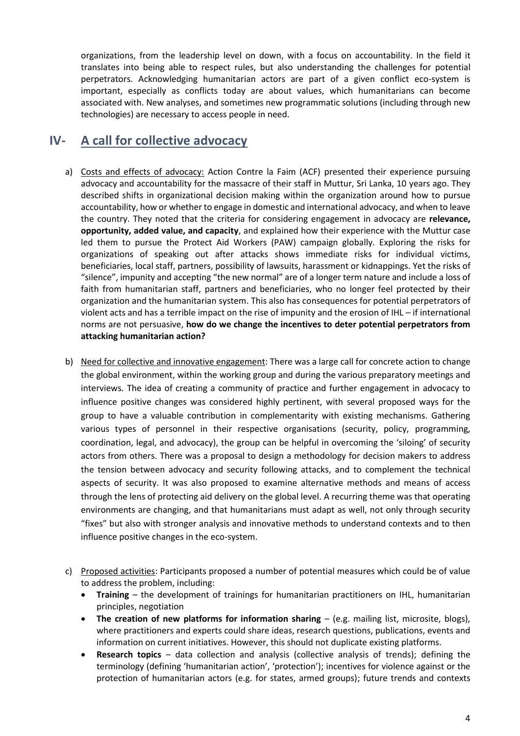organizations, from the leadership level on down, with a focus on accountability. In the field it translates into being able to respect rules, but also understanding the challenges for potential perpetrators. Acknowledging humanitarian actors are part of a given conflict eco-system is important, especially as conflicts today are about values, which humanitarians can become associated with. New analyses, and sometimes new programmatic solutions (including through new technologies) are necessary to access people in need.

## IV- A call for collective advocacy

a) Costs and effects of advocacy: Action Contre la Faim (ACF) presented their experience pursuing advocacy and accountability for the massacre of their staff in Muttur, Sri Lanka, 10 years ago. They described shifts in organizational decision making within the organization around how to pursue accountability, how or whether to engage in domestic and international advocacy, and when to leave the country. They noted that the criteria for considering engagement in advocacy are **relevance, opportunity, added value, and capacity**, and explained how their experience with the Muttur case led them to pursue the Protect Aid Workers (PAW) campaign globally. Exploring the risks for organizations of speaking out after attacks shows immediate risks for individual victims, beneficiaries, local staff, partners, possibility of lawsuits, harassment or kidnappings. Yet the risks of "silence", impunity and accepting "the new normal" are of a longer term nature and include a loss of faith from humanitarian staff, partners and beneficiaries, who no longer feel protected by their organization and the humanitarian system. This also has consequences for potential perpetrators of violent acts and has a terrible impact on the rise of impunity and the erosion of IHL – if international norms are not persuasive, **how do we change the incentives to deter potential perpetrators from attacking humanitarian action?**

b) Need for collective and innovative engagement: There was a large call for concrete action to change the global environment, within the working group and during the various preparatory meetings and interviews. The idea of creating a community of practice and further engagement in advocacy to influence positive changes was considered highly pertinent, with several proposed ways for the group to have a valuable contribution in complementarity with existing mechanisms. Gathering various types of personnel in their respective organisations (security, policy, programming, coordination, legal, and advocacy), the group can be helpful in overcoming the 'siloing' of security actors from others. There was a proposal to design a methodology for decision makers to address the tension between advocacy and security following attacks, and to complement the technical aspects of security. It was also proposed to examine alternative methods and means of access through the lens of protecting aid delivery on the global level. A recurring theme was that operating environments are changing, and that humanitarians must adapt as well, not only through security "fixes" but also with stronger analysis and innovative methods to understand contexts and to then influence positive changes in the eco-system.

c) Proposed activities: Participants proposed a number of potential measures which could be of value to address the problem, including:
   - **Training** – the development of trainings for humanitarian practitioners on IHL, humanitarian principles, negotiation
   - **The creation of new platforms for information sharing** – (e.g. mailing list, microsite, blogs), where practitioners and experts could share ideas, research questions, publications, events and information on current initiatives. However, this should not duplicate existing platforms.
   - **Research topics** – data collection and analysis (collective analysis of trends); defining the terminology (defining 'humanitarian action', 'protection'); incentives for violence against or the protection of humanitarian actors (e.g. for states, armed groups); future trends and contexts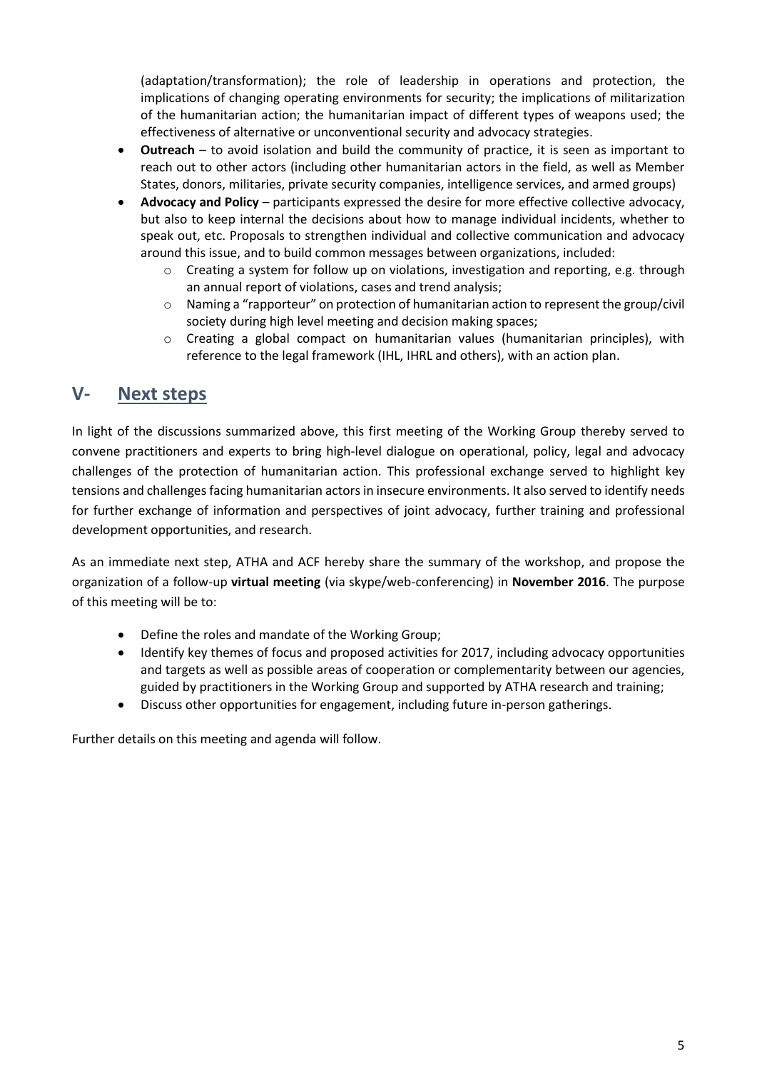(adaptation/transformation); the role of leadership in operations and protection, the implications of changing operating environments for security; the implications of militarization of the humanitarian action; the humanitarian impact of different types of weapons used; the effectiveness of alternative or unconventional security and advocacy strategies.

- **Outreach** – to avoid isolation and build the community of practice, it is seen as important to reach out to other actors (including other humanitarian actors in the field, as well as Member States, donors, militaries, private security companies, intelligence services, and armed groups)
- **Advocacy and Policy** – participants expressed the desire for more effective collective advocacy, but also to keep internal the decisions about how to manage individual incidents, whether to speak out, etc. Proposals to strengthen individual and collective communication and advocacy around this issue, and to build common messages between organizations, included:
  - Creating a system for follow up on violations, investigation and reporting, e.g. through an annual report of violations, cases and trend analysis;
  - Naming a "rapporteur" on protection of humanitarian action to represent the group/civil society during high level meeting and decision making spaces;
  - Creating a global compact on humanitarian values (humanitarian principles), with reference to the legal framework (IHL, IHRL and others), with an action plan.

## V- Next steps

In light of the discussions summarized above, this first meeting of the Working Group thereby served to convene practitioners and experts to bring high-level dialogue on operational, policy, legal and advocacy challenges of the protection of humanitarian action. This professional exchange served to highlight key tensions and challenges facing humanitarian actors in insecure environments. It also served to identify needs for further exchange of information and perspectives of joint advocacy, further training and professional development opportunities, and research.

As an immediate next step, ATHA and ACF hereby share the summary of the workshop, and propose the organization of a follow-up **virtual meeting** (via skype/web-conferencing) in **November 2016**. The purpose of this meeting will be to:

- Define the roles and mandate of the Working Group;
- Identify key themes of focus and proposed activities for 2017, including advocacy opportunities and targets as well as possible areas of cooperation or complementarity between our agencies, guided by practitioners in the Working Group and supported by ATHA research and training;
- Discuss other opportunities for engagement, including future in-person gatherings.

Further details on this meeting and agenda will follow.